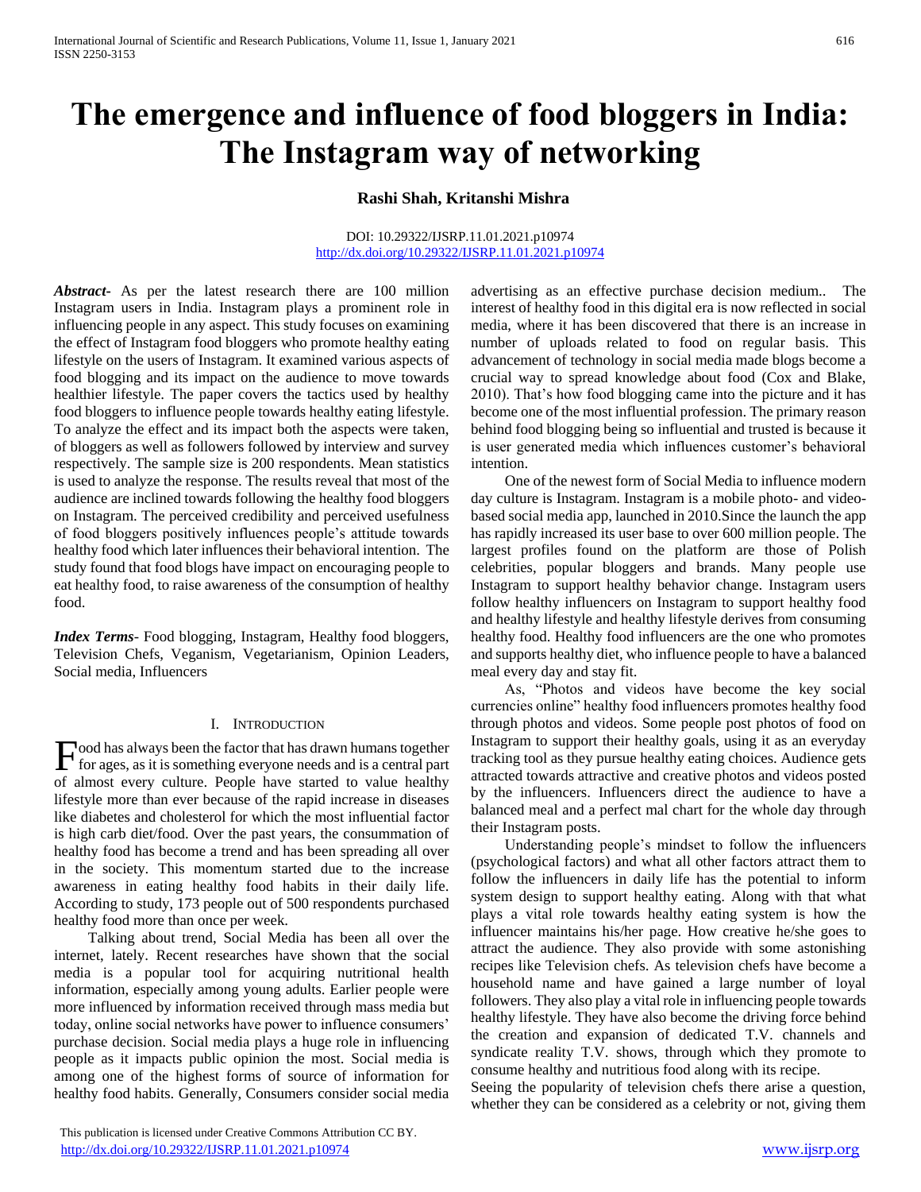# The emergence and influence of food bloggers in India: The Instagram way of networking

**Rashi Shah, Kritanshi Mishra**

DOI: 10.29322/IJSRP.11.01.2021.p10974
http://dx.doi.org/10.29322/IJSRP.11.01.2021.p10974

***Abstract-*** As per the latest research there are 100 million Instagram users in India. Instagram plays a prominent role in influencing people in any aspect. This study focuses on examining the effect of Instagram food bloggers who promote healthy eating lifestyle on the users of Instagram. It examined various aspects of food blogging and its impact on the audience to move towards healthier lifestyle. The paper covers the tactics used by healthy food bloggers to influence people towards healthy eating lifestyle. To analyze the effect and its impact both the aspects were taken, of bloggers as well as followers followed by interview and survey respectively. The sample size is 200 respondents. Mean statistics is used to analyze the response. The results reveal that most of the audience are inclined towards following the healthy food bloggers on Instagram. The perceived credibility and perceived usefulness of food bloggers positively influences people's attitude towards healthy food which later influences their behavioral intention. The study found that food blogs have impact on encouraging people to eat healthy food, to raise awareness of the consumption of healthy food.

***Index Terms*-** Food blogging, Instagram, Healthy food bloggers, Television Chefs, Veganism, Vegetarianism, Opinion Leaders, Social media, Influencers

## I. Introduction

Food has always been the factor that has drawn humans together for ages, as it is something everyone needs and is a central part of almost every culture. People have started to value healthy lifestyle more than ever because of the rapid increase in diseases like diabetes and cholesterol for which the most influential factor is high carb diet/food. Over the past years, the consummation of healthy food has become a trend and has been spreading all over in the society. This momentum started due to the increase awareness in eating healthy food habits in their daily life. According to study, 173 people out of 500 respondents purchased healthy food more than once per week.

Talking about trend, Social Media has been all over the internet, lately. Recent researches have shown that the social media is a popular tool for acquiring nutritional health information, especially among young adults. Earlier people were more influenced by information received through mass media but today, online social networks have power to influence consumers' purchase decision. Social media plays a huge role in influencing people as it impacts public opinion the most. Social media is among one of the highest forms of source of information for healthy food habits. Generally, Consumers consider social media advertising as an effective purchase decision medium.. The interest of healthy food in this digital era is now reflected in social media, where it has been discovered that there is an increase in number of uploads related to food on regular basis. This advancement of technology in social media made blogs become a crucial way to spread knowledge about food (Cox and Blake, 2010). That's how food blogging came into the picture and it has become one of the most influential profession. The primary reason behind food blogging being so influential and trusted is because it is user generated media which influences customer's behavioral intention.

One of the newest form of Social Media to influence modern day culture is Instagram. Instagram is a mobile photo- and video-based social media app, launched in 2010.Since the launch the app has rapidly increased its user base to over 600 million people. The largest profiles found on the platform are those of Polish celebrities, popular bloggers and brands. Many people use Instagram to support healthy behavior change. Instagram users follow healthy influencers on Instagram to support healthy food and healthy lifestyle and healthy lifestyle derives from consuming healthy food. Healthy food influencers are the one who promotes and supports healthy diet, who influence people to have a balanced meal every day and stay fit.

As, "Photos and videos have become the key social currencies online" healthy food influencers promotes healthy food through photos and videos. Some people post photos of food on Instagram to support their healthy goals, using it as an everyday tracking tool as they pursue healthy eating choices. Audience gets attracted towards attractive and creative photos and videos posted by the influencers. Influencers direct the audience to have a balanced meal and a perfect mal chart for the whole day through their Instagram posts.

Understanding people's mindset to follow the influencers (psychological factors) and what all other factors attract them to follow the influencers in daily life has the potential to inform system design to support healthy eating. Along with that what plays a vital role towards healthy eating system is how the influencer maintains his/her page. How creative he/she goes to attract the audience. They also provide with some astonishing recipes like Television chefs. As television chefs have become a household name and have gained a large number of loyal followers. They also play a vital role in influencing people towards healthy lifestyle. They have also become the driving force behind the creation and expansion of dedicated T.V. channels and syndicate reality T.V. shows, through which they promote to consume healthy and nutritious food along with its recipe.

Seeing the popularity of television chefs there arise a question, whether they can be considered as a celebrity or not, giving them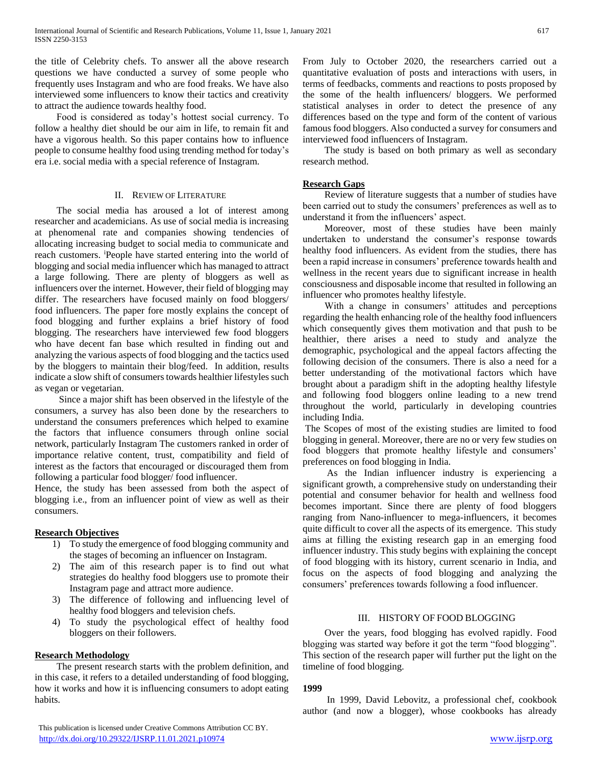the title of Celebrity chefs. To answer all the above research questions we have conducted a survey of some people who frequently uses Instagram and who are food freaks. We have also interviewed some influencers to know their tactics and creativity to attract the audience towards healthy food.

Food is considered as today's hottest social currency. To follow a healthy diet should be our aim in life, to remain fit and have a vigorous health. So this paper contains how to influence people to consume healthy food using trending method for today's era i.e. social media with a special reference of Instagram.

## II. Review of Literature

The social media has aroused a lot of interest among researcher and academicians. As use of social media is increasing at phenomenal rate and companies showing tendencies of allocating increasing budget to social media to communicate and reach customers. [i]People have started entering into the world of blogging and social media influencer which has managed to attract a large following. There are plenty of bloggers as well as influencers over the internet. However, their field of blogging may differ. The researchers have focused mainly on food bloggers/ food influencers. The paper fore mostly explains the concept of food blogging and further explains a brief history of food blogging. The researchers have interviewed few food bloggers who have decent fan base which resulted in finding out and analyzing the various aspects of food blogging and the tactics used by the bloggers to maintain their blog/feed. In addition, results indicate a slow shift of consumers towards healthier lifestyles such as vegan or vegetarian.

Since a major shift has been observed in the lifestyle of the consumers, a survey has also been done by the researchers to understand the consumers preferences which helped to examine the factors that influence consumers through online social network, particularly Instagram The customers ranked in order of importance relative content, trust, compatibility and field of interest as the factors that encouraged or discouraged them from following a particular food blogger/ food influencer.

Hence, the study has been assessed from both the aspect of blogging i.e., from an influencer point of view as well as their consumers.

### Research Objectives

1) To study the emergence of food blogging community and the stages of becoming an influencer on Instagram.
2) The aim of this research paper is to find out what strategies do healthy food bloggers use to promote their Instagram page and attract more audience.
3) The difference of following and influencing level of healthy food bloggers and television chefs.
4) To study the psychological effect of healthy food bloggers on their followers.

### Research Methodology

The present research starts with the problem definition, and in this case, it refers to a detailed understanding of food blogging, how it works and how it is influencing consumers to adopt eating habits.

From July to October 2020, the researchers carried out a quantitative evaluation of posts and interactions with users, in terms of feedbacks, comments and reactions to posts proposed by the some of the health influencers/ bloggers. We performed statistical analyses in order to detect the presence of any differences based on the type and form of the content of various famous food bloggers. Also conducted a survey for consumers and interviewed food influencers of Instagram.

The study is based on both primary as well as secondary research method.

### Research Gaps

Review of literature suggests that a number of studies have been carried out to study the consumers' preferences as well as to understand it from the influencers' aspect.

Moreover, most of these studies have been mainly undertaken to understand the consumer's response towards healthy food influencers. As evident from the studies, there has been a rapid increase in consumers' preference towards health and wellness in the recent years due to significant increase in health consciousness and disposable income that resulted in following an influencer who promotes healthy lifestyle.

With a change in consumers' attitudes and perceptions regarding the health enhancing role of the healthy food influencers which consequently gives them motivation and that push to be healthier, there arises a need to study and analyze the demographic, psychological and the appeal factors affecting the following decision of the consumers. There is also a need for a better understanding of the motivational factors which have brought about a paradigm shift in the adopting healthy lifestyle and following food bloggers online leading to a new trend throughout the world, particularly in developing countries including India.

The Scopes of most of the existing studies are limited to food blogging in general. Moreover, there are no or very few studies on food bloggers that promote healthy lifestyle and consumers' preferences on food blogging in India.

As the Indian influencer industry is experiencing a significant growth, a comprehensive study on understanding their potential and consumer behavior for health and wellness food becomes important. Since there are plenty of food bloggers ranging from Nano-influencer to mega-influencers, it becomes quite difficult to cover all the aspects of its emergence. This study aims at filling the existing research gap in an emerging food influencer industry. This study begins with explaining the concept of food blogging with its history, current scenario in India, and focus on the aspects of food blogging and analyzing the consumers' preferences towards following a food influencer.

## III. History of Food Blogging

Over the years, food blogging has evolved rapidly. Food blogging was started way before it got the term "food blogging". This section of the research paper will further put the light on the timeline of food blogging.

### 1999

In 1999, David Lebovitz, a professional chef, cookbook author (and now a blogger), whose cookbooks has already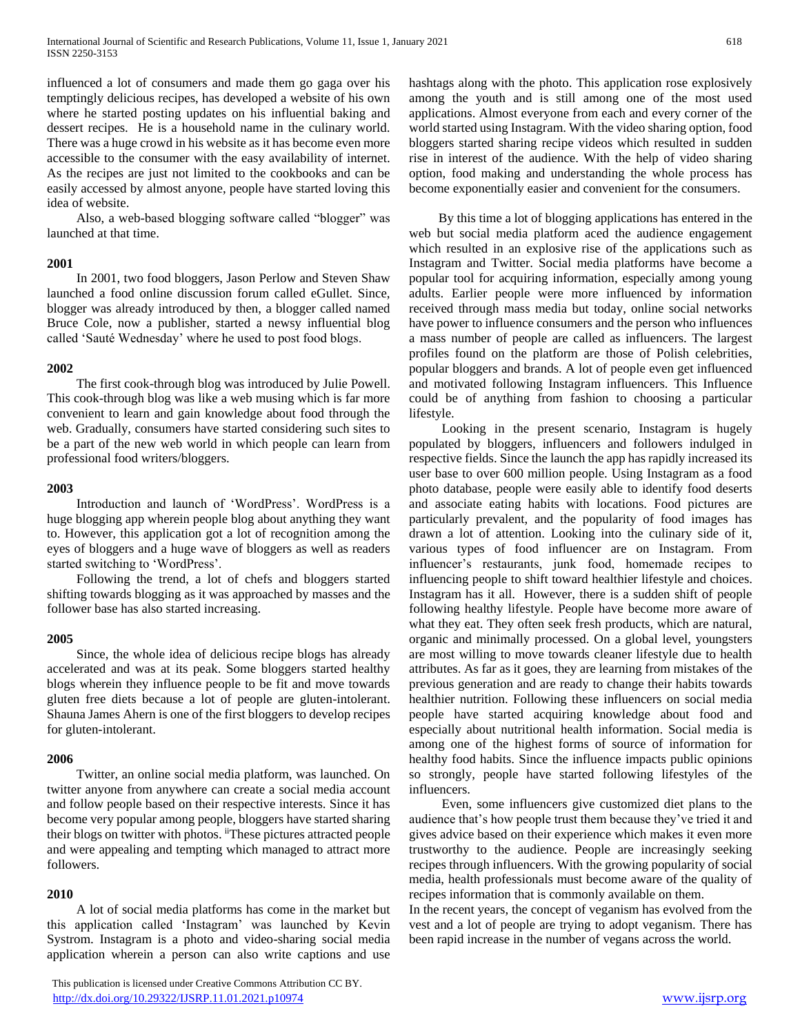influenced a lot of consumers and made them go gaga over his temptingly delicious recipes, has developed a website of his own where he started posting updates on his influential baking and dessert recipes. He is a household name in the culinary world. There was a huge crowd in his website as it has become even more accessible to the consumer with the easy availability of internet. As the recipes are just not limited to the cookbooks and can be easily accessed by almost anyone, people have started loving this idea of website.

Also, a web-based blogging software called "blogger" was launched at that time.

**2001**

In 2001, two food bloggers, Jason Perlow and Steven Shaw launched a food online discussion forum called eGullet. Since, blogger was already introduced by then, a blogger called named Bruce Cole, now a publisher, started a newsy influential blog called 'Sauté Wednesday' where he used to post food blogs.

**2002**

The first cook-through blog was introduced by Julie Powell. This cook-through blog was like a web musing which is far more convenient to learn and gain knowledge about food through the web. Gradually, consumers have started considering such sites to be a part of the new web world in which people can learn from professional food writers/bloggers.

**2003**

Introduction and launch of 'WordPress'. WordPress is a huge blogging app wherein people blog about anything they want to. However, this application got a lot of recognition among the eyes of bloggers and a huge wave of bloggers as well as readers started switching to 'WordPress'.

Following the trend, a lot of chefs and bloggers started shifting towards blogging as it was approached by masses and the follower base has also started increasing.

**2005**

Since, the whole idea of delicious recipe blogs has already accelerated and was at its peak. Some bloggers started healthy blogs wherein they influence people to be fit and move towards gluten free diets because a lot of people are gluten-intolerant. Shauna James Ahern is one of the first bloggers to develop recipes for gluten-intolerant.

**2006**

Twitter, an online social media platform, was launched. On twitter anyone from anywhere can create a social media account and follow people based on their respective interests. Since it has become very popular among people, bloggers have started sharing their blogs on twitter with photos. [ii]These pictures attracted people and were appealing and tempting which managed to attract more followers.

**2010**

A lot of social media platforms has come in the market but this application called 'Instagram' was launched by Kevin Systrom. Instagram is a photo and video-sharing social media application wherein a person can also write captions and use hashtags along with the photo. This application rose explosively among the youth and is still among one of the most used applications. Almost everyone from each and every corner of the world started using Instagram. With the video sharing option, food bloggers started sharing recipe videos which resulted in sudden rise in interest of the audience. With the help of video sharing option, food making and understanding the whole process has become exponentially easier and convenient for the consumers.

By this time a lot of blogging applications has entered in the web but social media platform aced the audience engagement which resulted in an explosive rise of the applications such as Instagram and Twitter. Social media platforms have become a popular tool for acquiring information, especially among young adults. Earlier people were more influenced by information received through mass media but today, online social networks have power to influence consumers and the person who influences a mass number of people are called as influencers. The largest profiles found on the platform are those of Polish celebrities, popular bloggers and brands. A lot of people even get influenced and motivated following Instagram influencers. This Influence could be of anything from fashion to choosing a particular lifestyle.

Looking in the present scenario, Instagram is hugely populated by bloggers, influencers and followers indulged in respective fields. Since the launch the app has rapidly increased its user base to over 600 million people. Using Instagram as a food photo database, people were easily able to identify food deserts and associate eating habits with locations. Food pictures are particularly prevalent, and the popularity of food images has drawn a lot of attention. Looking into the culinary side of it, various types of food influencer are on Instagram. From influencer's restaurants, junk food, homemade recipes to influencing people to shift toward healthier lifestyle and choices. Instagram has it all. However, there is a sudden shift of people following healthy lifestyle. People have become more aware of what they eat. They often seek fresh products, which are natural, organic and minimally processed. On a global level, youngsters are most willing to move towards cleaner lifestyle due to health attributes. As far as it goes, they are learning from mistakes of the previous generation and are ready to change their habits towards healthier nutrition. Following these influencers on social media people have started acquiring knowledge about food and especially about nutritional health information. Social media is among one of the highest forms of source of information for healthy food habits. Since the influence impacts public opinions so strongly, people have started following lifestyles of the influencers.

Even, some influencers give customized diet plans to the audience that's how people trust them because they've tried it and gives advice based on their experience which makes it even more trustworthy to the audience. People are increasingly seeking recipes through influencers. With the growing popularity of social media, health professionals must become aware of the quality of recipes information that is commonly available on them.

In the recent years, the concept of veganism has evolved from the vest and a lot of people are trying to adopt veganism. There has been rapid increase in the number of vegans across the world.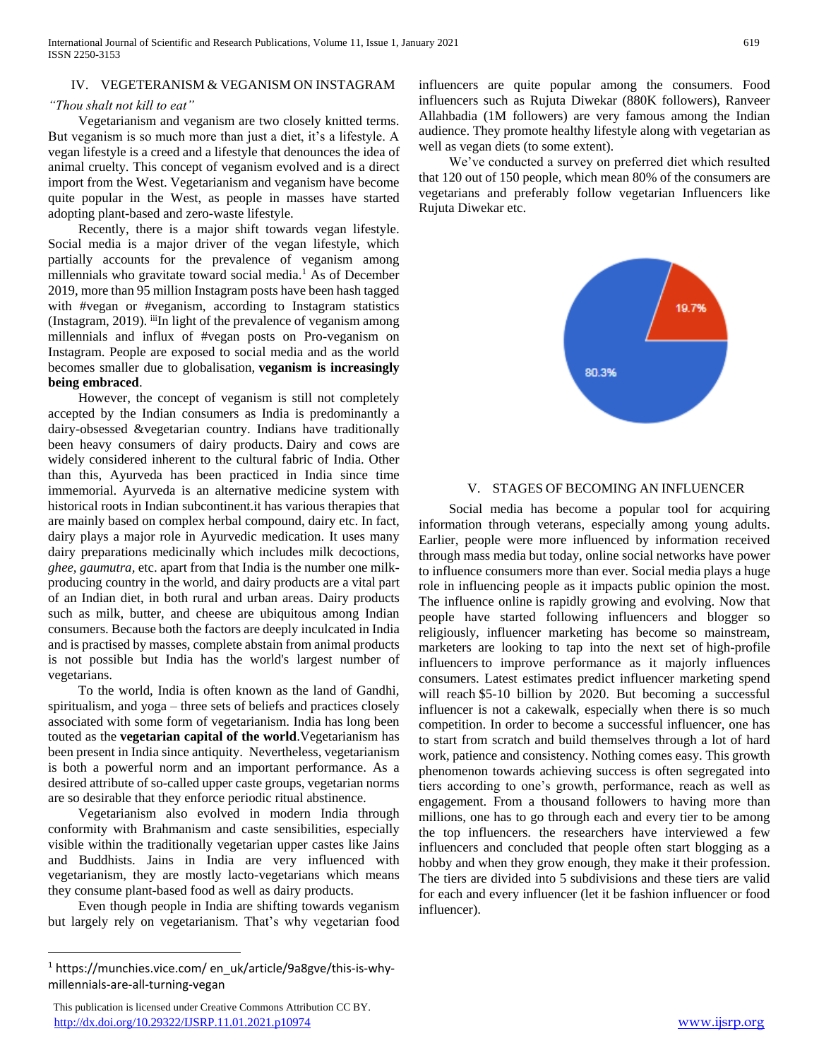## IV. VEGETERANISM & VEGANISM ON INSTAGRAM

*"Thou shalt not kill to eat"*

Vegetarianism and veganism are two closely knitted terms. But veganism is so much more than just a diet, it's a lifestyle. A vegan lifestyle is a creed and a lifestyle that denounces the idea of animal cruelty. This concept of veganism evolved and is a direct import from the West. Vegetarianism and veganism have become quite popular in the West, as people in masses have started adopting plant-based and zero-waste lifestyle.

Recently, there is a major shift towards vegan lifestyle. Social media is a major driver of the vegan lifestyle, which partially accounts for the prevalence of veganism among millennials who gravitate toward social media.[1] As of December 2019, more than 95 million Instagram posts have been hash tagged with #vegan or #veganism, according to Instagram statistics (Instagram, 2019). [iii]In light of the prevalence of veganism among millennials and influx of #vegan posts on Pro-veganism on Instagram. People are exposed to social media and as the world becomes smaller due to globalisation, **veganism is increasingly being embraced**.

However, the concept of veganism is still not completely accepted by the Indian consumers as India is predominantly a dairy-obsessed &vegetarian country. Indians have traditionally been heavy consumers of dairy products. Dairy and cows are widely considered inherent to the cultural fabric of India. Other than this, Ayurveda has been practiced in India since time immemorial. Ayurveda is an alternative medicine system with historical roots in Indian subcontinent.it has various therapies that are mainly based on complex herbal compound, dairy etc. In fact, dairy plays a major role in Ayurvedic medication. It uses many dairy preparations medicinally which includes milk decoctions, *ghee, gaumutra,* etc. apart from that India is the number one milk-producing country in the world, and dairy products are a vital part of an Indian diet, in both rural and urban areas. Dairy products such as milk, butter, and cheese are ubiquitous among Indian consumers. Because both the factors are deeply inculcated in India and is practised by masses, complete abstain from animal products is not possible but India has the world's largest number of vegetarians.

To the world, India is often known as the land of Gandhi, spiritualism, and yoga – three sets of beliefs and practices closely associated with some form of vegetarianism. India has long been touted as the **vegetarian capital of the world**.Vegetarianism has been present in India since antiquity. Nevertheless, vegetarianism is both a powerful norm and an important performance. As a desired attribute of so-called upper caste groups, vegetarian norms are so desirable that they enforce periodic ritual abstinence.

Vegetarianism also evolved in modern India through conformity with Brahmanism and caste sensibilities, especially visible within the traditionally vegetarian upper castes like Jains and Buddhists. Jains in India are very influenced with vegetarianism, they are mostly lacto-vegetarians which means they consume plant-based food as well as dairy products.

Even though people in India are shifting towards veganism but largely rely on vegetarianism. That's why vegetarian food influencers are quite popular among the consumers. Food influencers such as Rujuta Diwekar (880K followers), Ranveer Allahbadia (1M followers) are very famous among the Indian audience. They promote healthy lifestyle along with vegetarian as well as vegan diets (to some extent).

We've conducted a survey on preferred diet which resulted that 120 out of 150 people, which mean 80% of the consumers are vegetarians and preferably follow vegetarian Influencers like Rujuta Diwekar etc.

19.7%

80.3%

## V. STAGES OF BECOMING AN INFLUENCER

Social media has become a popular tool for acquiring information through veterans, especially among young adults. Earlier, people were more influenced by information received through mass media but today, online social networks have power to influence consumers more than ever. Social media plays a huge role in influencing people as it impacts public opinion the most. The influence online is rapidly growing and evolving. Now that people have started following influencers and blogger so religiously, influencer marketing has become so mainstream, marketers are looking to tap into the next set of high-profile influencers to improve performance as it majorly influences consumers. Latest estimates predict influencer marketing spend will reach $5-10 billion by 2020. But becoming a successful influencer is not a cakewalk, especially when there is so much competition. In order to become a successful influencer, one has to start from scratch and build themselves through a lot of hard work, patience and consistency. Nothing comes easy. This growth phenomenon towards achieving success is often segregated into tiers according to one's growth, performance, reach as well as engagement. From a thousand followers to having more than millions, one has to go through each and every tier to be among the top influencers. the researchers have interviewed a few influencers and concluded that people often start blogging as a hobby and when they grow enough, they make it their profession. The tiers are divided into 5 subdivisions and these tiers are valid for each and every influencer (let it be fashion influencer or food influencer).

---

[1] https://munchies.vice.com/ en_uk/article/9a8gve/this-is-why-millennials-are-all-turning-vegan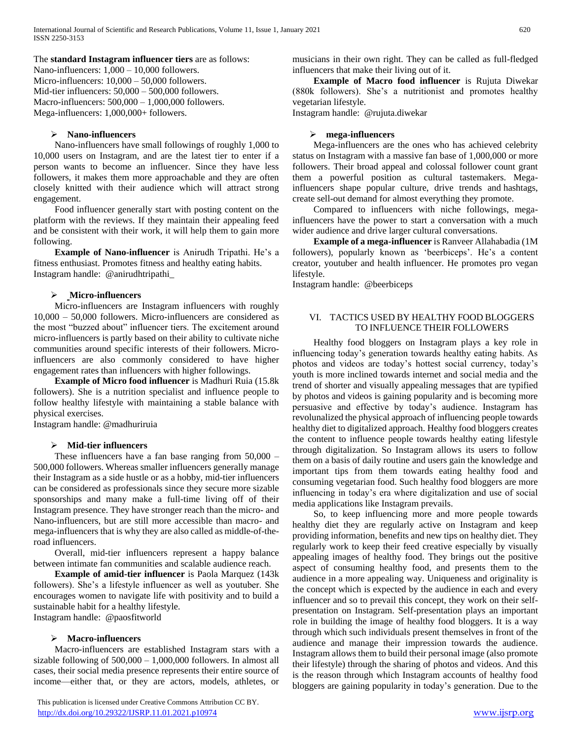The **standard Instagram influencer tiers** are as follows:
Nano-influencers: 1,000 – 10,000 followers.
Micro-influencers: 10,000 – 50,000 followers.
Mid-tier influencers: 50,000 – 500,000 followers.
Macro-influencers: 500,000 – 1,000,000 followers.
Mega-influencers: 1,000,000+ followers.

- **Nano-influencers**

Nano-influencers have small followings of roughly 1,000 to 10,000 users on Instagram, and are the latest tier to enter if a person wants to become an influencer. Since they have less followers, it makes them more approachable and they are often closely knitted with their audience which will attract strong engagement.

Food influencer generally start with posting content on the platform with the reviews. If they maintain their appealing feed and be consistent with their work, it will help them to gain more following.

**Example of Nano-influencer** is Anirudh Tripathi. He's a fitness enthusiast. Promotes fitness and healthy eating habits.
Instagram handle: @anirudhtripathi_

- **Micro-influencers**

Micro-influencers are Instagram influencers with roughly 10,000 – 50,000 followers. Micro-influencers are considered as the most "buzzed about" influencer tiers. The excitement around micro-influencers is partly based on their ability to cultivate niche communities around specific interests of their followers. Micro-influencers are also commonly considered to have higher engagement rates than influencers with higher followings.

**Example of Micro food influencer** is Madhuri Ruia (15.8k followers). She is a nutrition specialist and influence people to follow healthy lifestyle with maintaining a stable balance with physical exercises.
Instagram handle: @madhuriruia

- **Mid-tier influencers**

These influencers have a fan base ranging from 50,000 – 500,000 followers. Whereas smaller influencers generally manage their Instagram as a side hustle or as a hobby, mid-tier influencers can be considered as professionals since they secure more sizable sponsorships and many make a full-time living off of their Instagram presence. They have stronger reach than the micro- and Nano-influencers, but are still more accessible than macro- and mega-influencers that is why they are also called as middle-of-the-road influencers.

Overall, mid-tier influencers represent a happy balance between intimate fan communities and scalable audience reach.

**Example of amid-tier influencer** is Paola Marquez (143k followers). She's a lifestyle influencer as well as youtuber. She encourages women to navigate life with positivity and to build a sustainable habit for a healthy lifestyle.
Instagram handle: @paosfitworld

- **Macro-influencers**

Macro-influencers are established Instagram stars with a sizable following of 500,000 – 1,000,000 followers. In almost all cases, their social media presence represents their entire source of income—either that, or they are actors, models, athletes, or musicians in their own right. They can be called as full-fledged influencers that make their living out of it.

**Example of Macro food influencer** is Rujuta Diwekar (880k followers). She's a nutritionist and promotes healthy vegetarian lifestyle.
Instagram handle: @rujuta.diwekar

- **mega-influencers**

Mega-influencers are the ones who has achieved celebrity status on Instagram with a massive fan base of 1,000,000 or more followers. Their broad appeal and colossal follower count grant them a powerful position as cultural tastemakers. Mega-influencers shape popular culture, drive trends and hashtags, create sell-out demand for almost everything they promote.

Compared to influencers with niche followings, mega-influencers have the power to start a conversation with a much wider audience and drive larger cultural conversations.

**Example of a mega-influencer** is Ranveer Allahabadia (1M followers), popularly known as 'beerbiceps'. He's a content creator, youtuber and health influencer. He promotes pro vegan lifestyle.
Instagram handle: @beerbiceps

## VI. TACTICS USED BY HEALTHY FOOD BLOGGERS TO INFLUENCE THEIR FOLLOWERS

Healthy food bloggers on Instagram plays a key role in influencing today's generation towards healthy eating habits. As photos and videos are today's hottest social currency, today's youth is more inclined towards internet and social media and the trend of shorter and visually appealing messages that are typified by photos and videos is gaining popularity and is becoming more persuasive and effective by today's audience. Instagram has revolunalized the physical approach of influencing people towards healthy diet to digitalized approach. Healthy food bloggers creates the content to influence people towards healthy eating lifestyle through digitalization. So Instagram allows its users to follow them on a basis of daily routine and users gain the knowledge and important tips from them towards eating healthy food and consuming vegetarian food. Such healthy food bloggers are more influencing in today's era where digitalization and use of social media applications like Instagram prevails.

So, to keep influencing more and more people towards healthy diet they are regularly active on Instagram and keep providing information, benefits and new tips on healthy diet. They regularly work to keep their feed creative especially by visually appealing images of healthy food. They brings out the positive aspect of consuming healthy food, and presents them to the audience in a more appealing way. Uniqueness and originality is the concept which is expected by the audience in each and every influencer and so to prevail this concept, they work on their self-presentation on Instagram. Self-presentation plays an important role in building the image of healthy food bloggers. It is a way through which such individuals present themselves in front of the audience and manage their impression towards the audience. Instagram allows them to build their personal image (also promote their lifestyle) through the sharing of photos and videos. And this is the reason through which Instagram accounts of healthy food bloggers are gaining popularity in today's generation. Due to the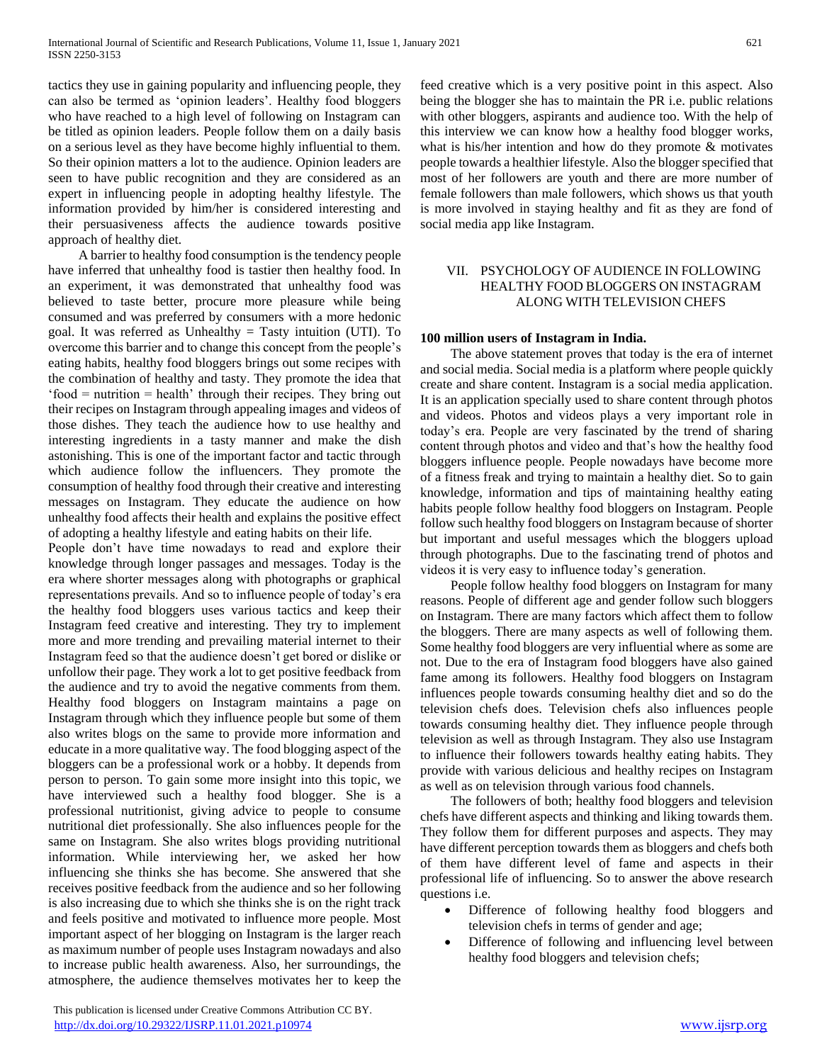tactics they use in gaining popularity and influencing people, they can also be termed as 'opinion leaders'. Healthy food bloggers who have reached to a high level of following on Instagram can be titled as opinion leaders. People follow them on a daily basis on a serious level as they have become highly influential to them. So their opinion matters a lot to the audience. Opinion leaders are seen to have public recognition and they are considered as an expert in influencing people in adopting healthy lifestyle. The information provided by him/her is considered interesting and their persuasiveness affects the audience towards positive approach of healthy diet.

A barrier to healthy food consumption is the tendency people have inferred that unhealthy food is tastier then healthy food. In an experiment, it was demonstrated that unhealthy food was believed to taste better, procure more pleasure while being consumed and was preferred by consumers with a more hedonic goal. It was referred as Unhealthy = Tasty intuition (UTI). To overcome this barrier and to change this concept from the people's eating habits, healthy food bloggers brings out some recipes with the combination of healthy and tasty. They promote the idea that 'food = nutrition = health' through their recipes. They bring out their recipes on Instagram through appealing images and videos of those dishes. They teach the audience how to use healthy and interesting ingredients in a tasty manner and make the dish astonishing. This is one of the important factor and tactic through which audience follow the influencers. They promote the consumption of healthy food through their creative and interesting messages on Instagram. They educate the audience on how unhealthy food affects their health and explains the positive effect of adopting a healthy lifestyle and eating habits on their life.

People don't have time nowadays to read and explore their knowledge through longer passages and messages. Today is the era where shorter messages along with photographs or graphical representations prevails. And so to influence people of today's era the healthy food bloggers uses various tactics and keep their Instagram feed creative and interesting. They try to implement more and more trending and prevailing material internet to their Instagram feed so that the audience doesn't get bored or dislike or unfollow their page. They work a lot to get positive feedback from the audience and try to avoid the negative comments from them. Healthy food bloggers on Instagram maintains a page on Instagram through which they influence people but some of them also writes blogs on the same to provide more information and educate in a more qualitative way. The food blogging aspect of the bloggers can be a professional work or a hobby. It depends from person to person. To gain some more insight into this topic, we have interviewed such a healthy food blogger. She is a professional nutritionist, giving advice to people to consume nutritional diet professionally. She also influences people for the same on Instagram. She also writes blogs providing nutritional information. While interviewing her, we asked her how influencing she thinks she has become. She answered that she receives positive feedback from the audience and so her following is also increasing due to which she thinks she is on the right track and feels positive and motivated to influence more people. Most important aspect of her blogging on Instagram is the larger reach as maximum number of people uses Instagram nowadays and also to increase public health awareness. Also, her surroundings, the atmosphere, the audience themselves motivates her to keep the feed creative which is a very positive point in this aspect. Also being the blogger she has to maintain the PR i.e. public relations with other bloggers, aspirants and audience too. With the help of this interview we can know how a healthy food blogger works, what is his/her intention and how do they promote & motivates people towards a healthier lifestyle. Also the blogger specified that most of her followers are youth and there are more number of female followers than male followers, which shows us that youth is more involved in staying healthy and fit as they are fond of social media app like Instagram.

## VII. PSYCHOLOGY OF AUDIENCE IN FOLLOWING HEALTHY FOOD BLOGGERS ON INSTAGRAM ALONG WITH TELEVISION CHEFS

**100 million users of Instagram in India.**

The above statement proves that today is the era of internet and social media. Social media is a platform where people quickly create and share content. Instagram is a social media application. It is an application specially used to share content through photos and videos. Photos and videos plays a very important role in today's era. People are very fascinated by the trend of sharing content through photos and video and that's how the healthy food bloggers influence people. People nowadays have become more of a fitness freak and trying to maintain a healthy diet. So to gain knowledge, information and tips of maintaining healthy eating habits people follow healthy food bloggers on Instagram. People follow such healthy food bloggers on Instagram because of shorter but important and useful messages which the bloggers upload through photographs. Due to the fascinating trend of photos and videos it is very easy to influence today's generation.

People follow healthy food bloggers on Instagram for many reasons. People of different age and gender follow such bloggers on Instagram. There are many factors which affect them to follow the bloggers. There are many aspects as well of following them. Some healthy food bloggers are very influential where as some are not. Due to the era of Instagram food bloggers have also gained fame among its followers. Healthy food bloggers on Instagram influences people towards consuming healthy diet and so do the television chefs does. Television chefs also influences people towards consuming healthy diet. They influence people through television as well as through Instagram. They also use Instagram to influence their followers towards healthy eating habits. They provide with various delicious and healthy recipes on Instagram as well as on television through various food channels.

The followers of both; healthy food bloggers and television chefs have different aspects and thinking and liking towards them. They follow them for different purposes and aspects. They may have different perception towards them as bloggers and chefs both of them have different level of fame and aspects in their professional life of influencing. So to answer the above research questions i.e.

- Difference of following healthy food bloggers and television chefs in terms of gender and age;
- Difference of following and influencing level between healthy food bloggers and television chefs;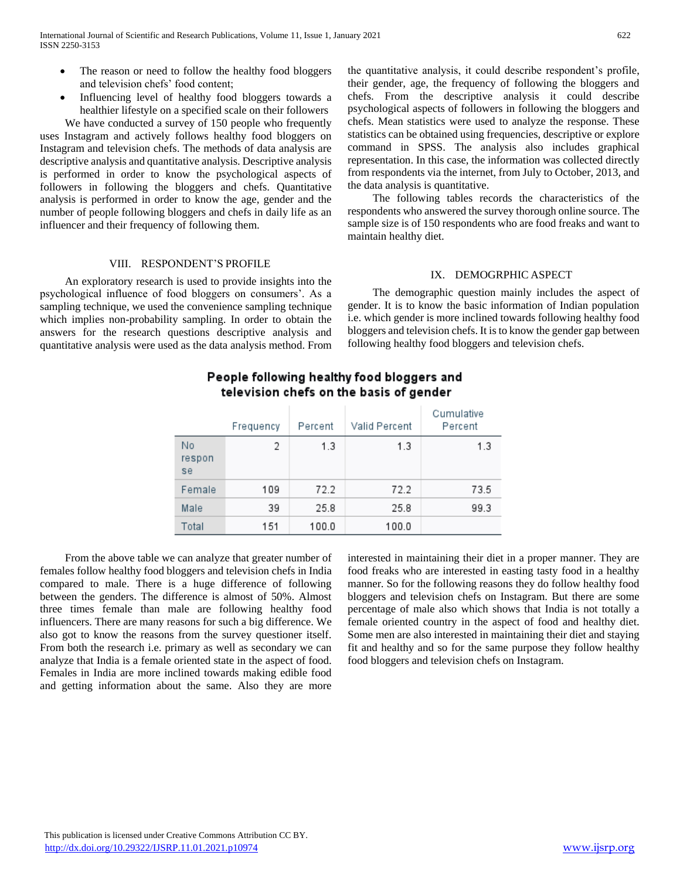- The reason or need to follow the healthy food bloggers and television chefs' food content;
- Influencing level of healthy food bloggers towards a healthier lifestyle on a specified scale on their followers

We have conducted a survey of 150 people who frequently uses Instagram and actively follows healthy food bloggers on Instagram and television chefs. The methods of data analysis are descriptive analysis and quantitative analysis. Descriptive analysis is performed in order to know the psychological aspects of followers in following the bloggers and chefs. Quantitative analysis is performed in order to know the age, gender and the number of people following bloggers and chefs in daily life as an influencer and their frequency of following them.

## VIII. RESPONDENT'S PROFILE

An exploratory research is used to provide insights into the psychological influence of food bloggers on consumers'. As a sampling technique, we used the convenience sampling technique which implies non-probability sampling. In order to obtain the answers for the research questions descriptive analysis and quantitative analysis were used as the data analysis method. From the quantitative analysis, it could describe respondent's profile, their gender, age, the frequency of following the bloggers and chefs. From the descriptive analysis it could describe psychological aspects of followers in following the bloggers and chefs. Mean statistics were used to analyze the response. These statistics can be obtained using frequencies, descriptive or explore command in SPSS. The analysis also includes graphical representation. In this case, the information was collected directly from respondents via the internet, from July to October, 2013, and the data analysis is quantitative.

The following tables records the characteristics of the respondents who answered the survey thorough online source. The sample size is of 150 respondents who are food freaks and want to maintain healthy diet.

## IX. DEMOGRPHIC ASPECT

The demographic question mainly includes the aspect of gender. It is to know the basic information of Indian population i.e. which gender is more inclined towards following healthy food bloggers and television chefs. It is to know the gender gap between following healthy food bloggers and television chefs.

**People following healthy food bloggers and television chefs on the basis of gender**

| | Frequency | Percent | Valid Percent | Cumulative Percent |
|---|---|---|---|---|
| No response | 2 | 1.3 | 1.3 | 1.3 |
| Female | 109 | 72.2 | 72.2 | 73.5 |
| Male | 39 | 25.8 | 25.8 | 99.3 |
| Total | 151 | 100.0 | 100.0 | |

From the above table we can analyze that greater number of females follow healthy food bloggers and television chefs in India compared to male. There is a huge difference of following between the genders. The difference is almost of 50%. Almost three times female than male are following healthy food influencers. There are many reasons for such a big difference. We also got to know the reasons from the survey questioner itself. From both the research i.e. primary as well as secondary we can analyze that India is a female oriented state in the aspect of food. Females in India are more inclined towards making edible food and getting information about the same. Also they are more interested in maintaining their diet in a proper manner. They are food freaks who are interested in easting tasty food in a healthy manner. So for the following reasons they do follow healthy food bloggers and television chefs on Instagram. But there are some percentage of male also which shows that India is not totally a female oriented country in the aspect of food and healthy diet. Some men are also interested in maintaining their diet and staying fit and healthy and so for the same purpose they follow healthy food bloggers and television chefs on Instagram.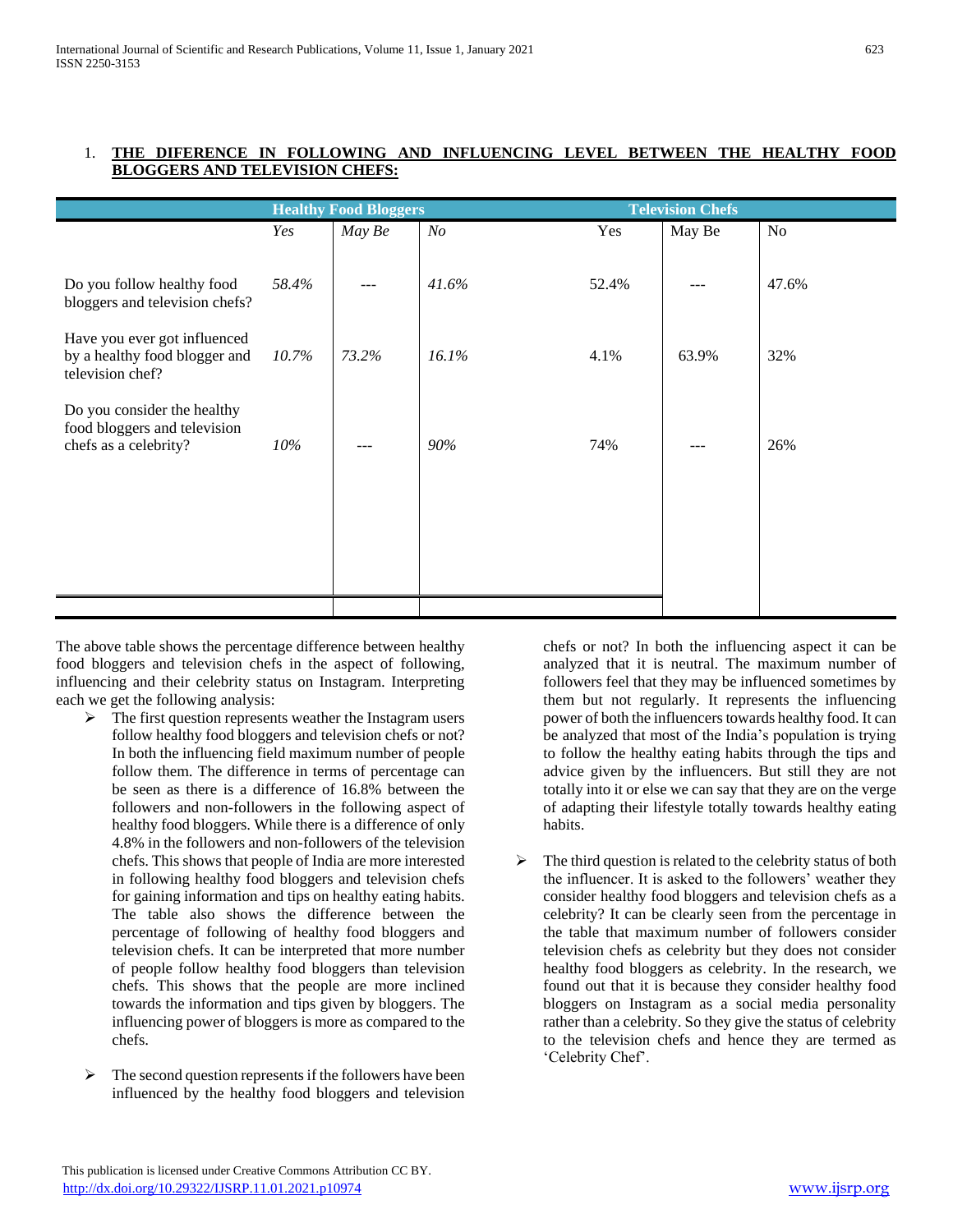1. **THE DIFERENCE IN FOLLOWING AND INFLUENCING LEVEL BETWEEN THE HEALTHY FOOD BLOGGERS AND TELEVISION CHEFS:**

| | Healthy Food Bloggers | | | Television Chefs | | |
|---|---|---|---|---|---|---|
| | *Yes* | *May Be* | *No* | Yes | May Be | No |
| Do you follow healthy food bloggers and television chefs? | *58.4%* | --- | *41.6%* | 52.4% | --- | 47.6% |
| Have you ever got influenced by a healthy food blogger and television chef? | *10.7%* | *73.2%* | *16.1%* | 4.1% | 63.9% | 32% |
| Do you consider the healthy food bloggers and television chefs as a celebrity? | *10%* | --- | *90%* | 74% | --- | 26% |

The above table shows the percentage difference between healthy food bloggers and television chefs in the aspect of following, influencing and their celebrity status on Instagram. Interpreting each we get the following analysis:

- The first question represents weather the Instagram users follow healthy food bloggers and television chefs or not? In both the influencing field maximum number of people follow them. The difference in terms of percentage can be seen as there is a difference of 16.8% between the followers and non-followers in the following aspect of healthy food bloggers. While there is a difference of only 4.8% in the followers and non-followers of the television chefs. This shows that people of India are more interested in following healthy food bloggers and television chefs for gaining information and tips on healthy eating habits. The table also shows the difference between the percentage of following of healthy food bloggers and television chefs. It can be interpreted that more number of people follow healthy food bloggers than television chefs. This shows that the people are more inclined towards the information and tips given by bloggers. The influencing power of bloggers is more as compared to the chefs.

- The second question represents if the followers have been influenced by the healthy food bloggers and television chefs or not? In both the influencing aspect it can be analyzed that it is neutral. The maximum number of followers feel that they may be influenced sometimes by them but not regularly. It represents the influencing power of both the influencers towards healthy food. It can be analyzed that most of the India's population is trying to follow the healthy eating habits through the tips and advice given by the influencers. But still they are not totally into it or else we can say that they are on the verge of adapting their lifestyle totally towards healthy eating habits.

- The third question is related to the celebrity status of both the influencer. It is asked to the followers' weather they consider healthy food bloggers and television chefs as a celebrity? It can be clearly seen from the percentage in the table that maximum number of followers consider television chefs as celebrity but they does not consider healthy food bloggers as celebrity. In the research, we found out that it is because they consider healthy food bloggers on Instagram as a social media personality rather than a celebrity. So they give the status of celebrity to the television chefs and hence they are termed as 'Celebrity Chef'.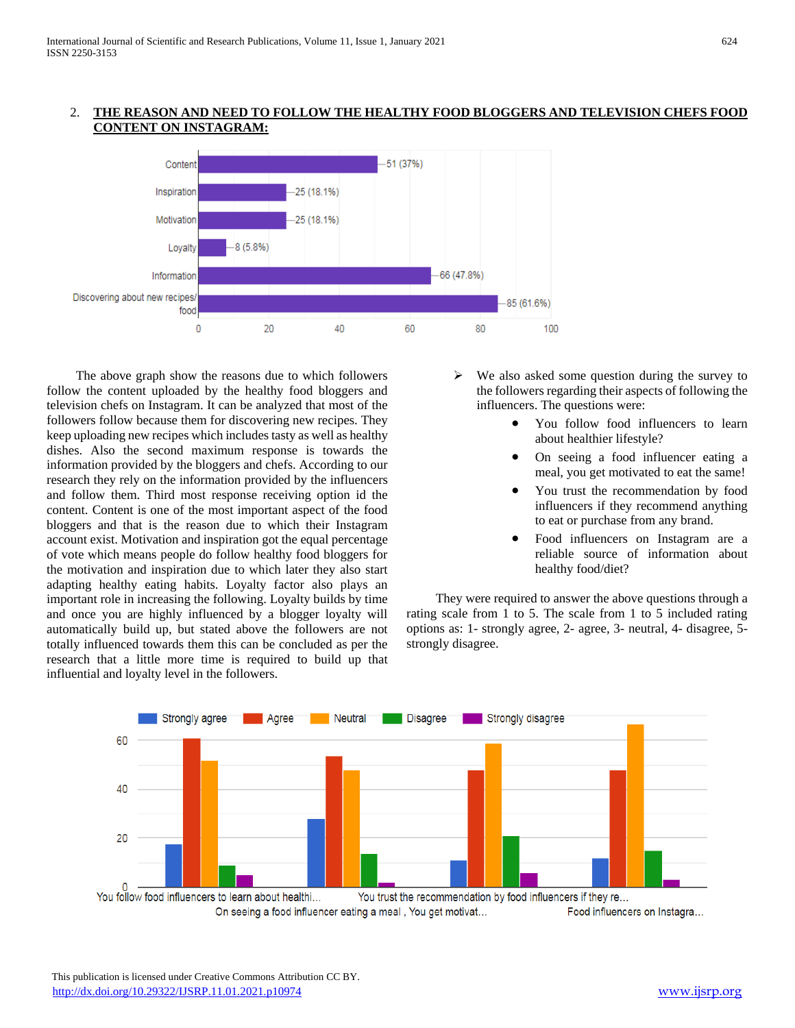2. **THE REASON AND NEED TO FOLLOW THE HEALTHY FOOD BLOGGERS AND TELEVISION CHEFS FOOD CONTENT ON INSTAGRAM:**

The above graph show the reasons due to which followers follow the content uploaded by the healthy food bloggers and television chefs on Instagram. It can be analyzed that most of the followers follow because them for discovering new recipes. They keep uploading new recipes which includes tasty as well as healthy dishes. Also the second maximum response is towards the information provided by the bloggers and chefs. According to our research they rely on the information provided by the influencers and follow them. Third most response receiving option id the content. Content is one of the most important aspect of the food bloggers and that is the reason due to which their Instagram account exist. Motivation and inspiration got the equal percentage of vote which means people do follow healthy food bloggers for the motivation and inspiration due to which later they also start adapting healthy eating habits. Loyalty factor also plays an important role in increasing the following. Loyalty builds by time and once you are highly influenced by a blogger loyalty will automatically build up, but stated above the followers are not totally influenced towards them this can be concluded as per the research that a little more time is required to build up that influential and loyalty level in the followers.

- We also asked some question during the survey to the followers regarding their aspects of following the influencers. The questions were:
  - You follow food influencers to learn about healthier lifestyle?
  - On seeing a food influencer eating a meal, you get motivated to eat the same!
  - You trust the recommendation by food influencers if they recommend anything to eat or purchase from any brand.
  - Food influencers on Instagram are a reliable source of information about healthy food/diet?

They were required to answer the above questions through a rating scale from 1 to 5. The scale from 1 to 5 included rating options as: 1- strongly agree, 2- agree, 3- neutral, 4- disagree, 5- strongly disagree.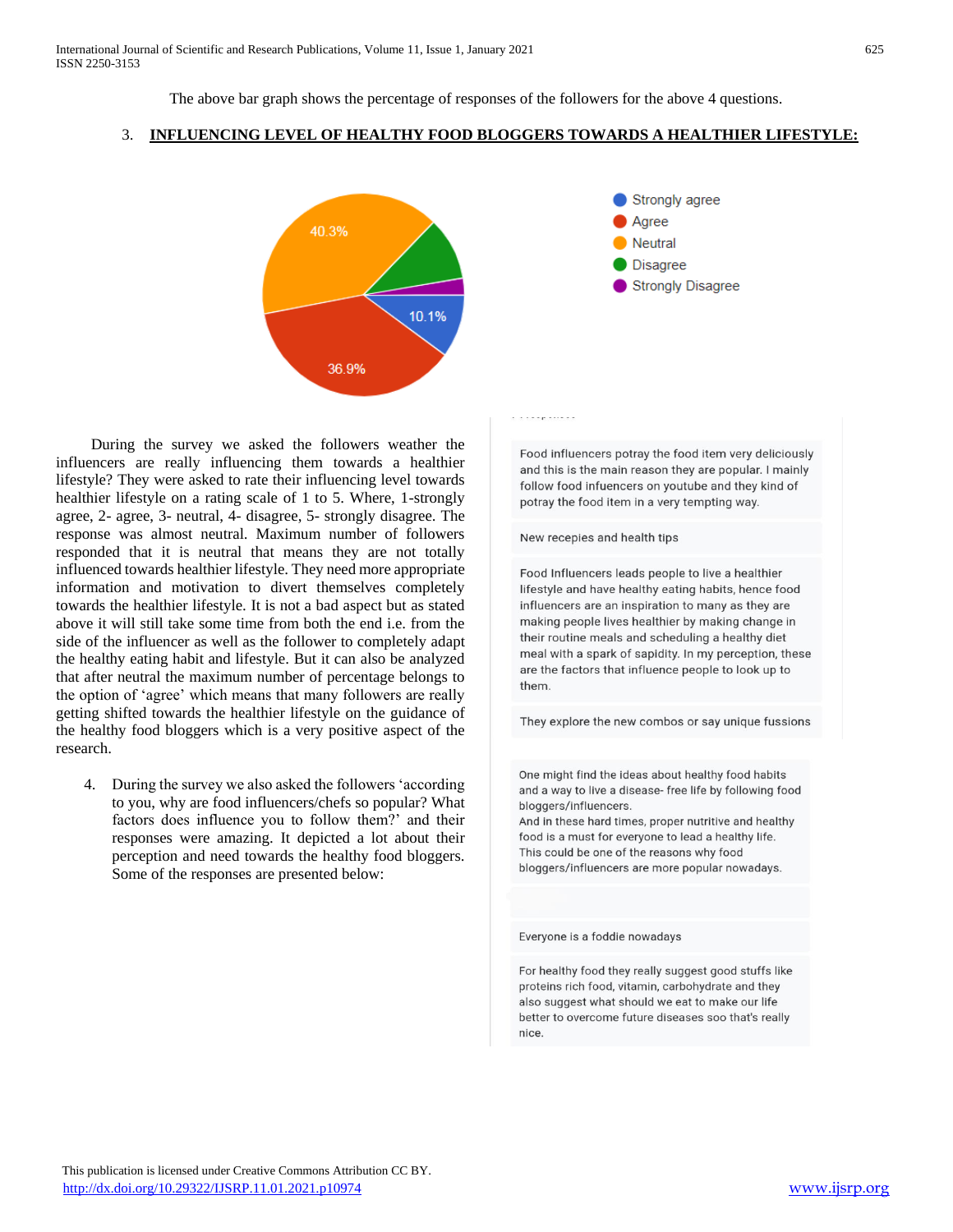The above bar graph shows the percentage of responses of the followers for the above 4 questions.

## 3. INFLUENCING LEVEL OF HEALTHY FOOD BLOGGERS TOWARDS A HEALTHIER LIFESTYLE:

During the survey we asked the followers weather the influencers are really influencing them towards a healthier lifestyle? They were asked to rate their influencing level towards healthier lifestyle on a rating scale of 1 to 5. Where, 1-strongly agree, 2- agree, 3- neutral, 4- disagree, 5- strongly disagree. The response was almost neutral. Maximum number of followers responded that it is neutral that means they are not totally influenced towards healthier lifestyle. They need more appropriate information and motivation to divert themselves completely towards the healthier lifestyle. It is not a bad aspect but as stated above it will still take some time from both the end i.e. from the side of the influencer as well as the follower to completely adapt the healthy eating habit and lifestyle. But it can also be analyzed that after neutral the maximum number of percentage belongs to the option of 'agree' which means that many followers are really getting shifted towards the healthier lifestyle on the guidance of the healthy food bloggers which is a very positive aspect of the research.

4. During the survey we also asked the followers 'according to you, why are food influencers/chefs so popular? What factors does influence you to follow them?' and their responses were amazing. It depicted a lot about their perception and need towards the healthy food bloggers. Some of the responses are presented below:

Food influencers potray the food item very deliciously and this is the main reason they are popular. I mainly follow food infuencers on youtube and they kind of potray the food item in a very tempting way.

New recepies and health tips

Food Influencers leads people to live a healthier lifestyle and have healthy eating habits, hence food influencers are an inspiration to many as they are making people lives healthier by making change in their routine meals and scheduling a healthy diet meal with a spark of sapidity. In my perception, these are the factors that influence people to look up to them.

They explore the new combos or say unique fussions

One might find the ideas about healthy food habits and a way to live a disease- free life by following food bloggers/influencers.
And in these hard times, proper nutritive and healthy food is a must for everyone to lead a healthy life.
This could be one of the reasons why food bloggers/influencers are more popular nowadays.

Everyone is a foddie nowadays

For healthy food they really suggest good stuffs like proteins rich food, vitamin, carbohydrate and they also suggest what should we eat to make our life better to overcome future diseases soo that's really nice.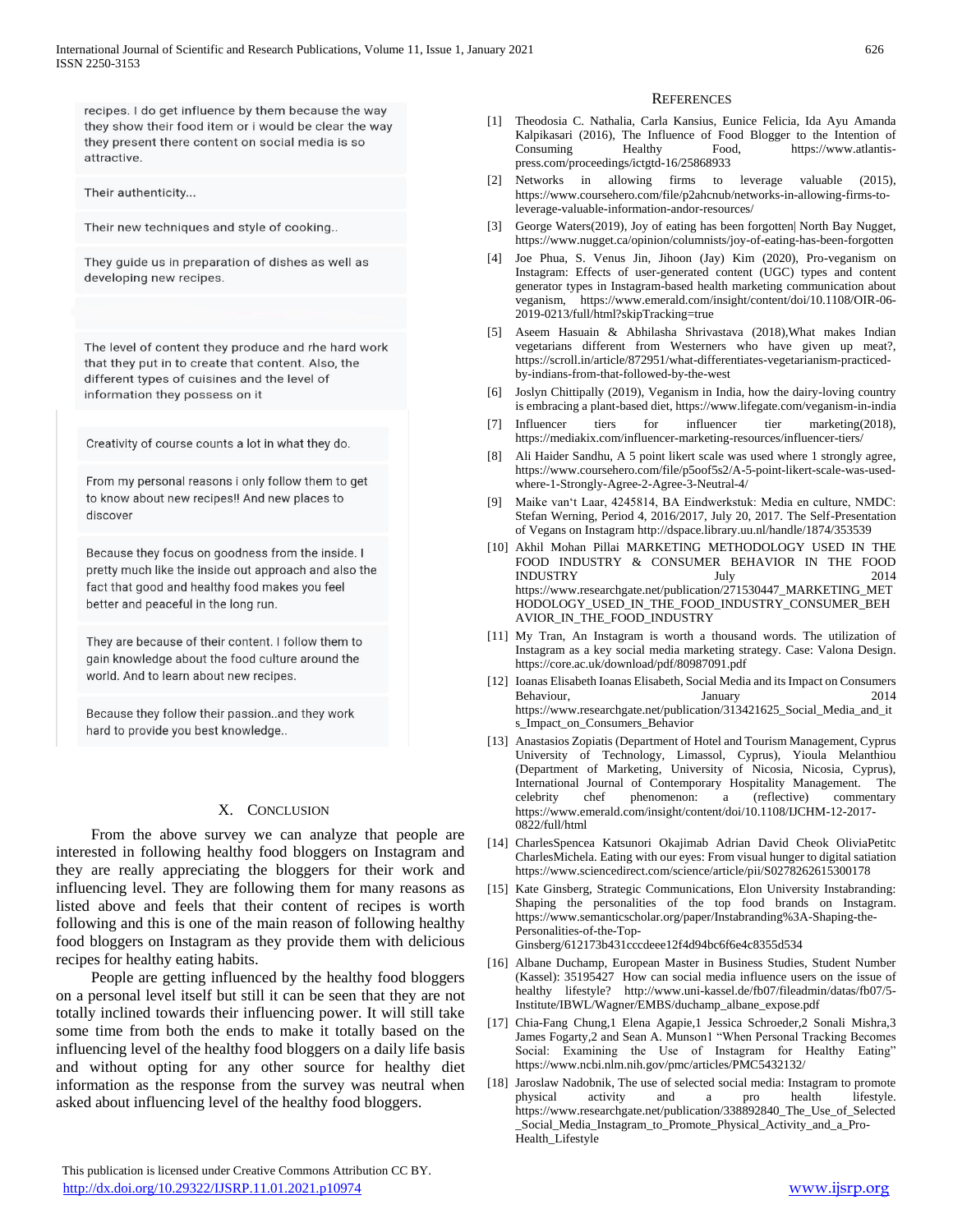recipes. I do get influence by them because the way they show their food item or i would be clear the way they present there content on social media is so attractive.

Their authenticity...

Their new techniques and style of cooking..

They guide us in preparation of dishes as well as developing new recipes.

The level of content they produce and rhe hard work that they put in to create that content. Also, the different types of cuisines and the level of information they possess on it

Creativity of course counts a lot in what they do.

From my personal reasons i only follow them to get to know about new recipes!! And new places to discover

Because they focus on goodness from the inside. I pretty much like the inside out approach and also the fact that good and healthy food makes you feel better and peaceful in the long run.

They are because of their content. I follow them to gain knowledge about the food culture around the world. And to learn about new recipes.

Because they follow their passion..and they work hard to provide you best knowledge..

## X. Conclusion

From the above survey we can analyze that people are interested in following healthy food bloggers on Instagram and they are really appreciating the bloggers for their work and influencing level. They are following them for many reasons as listed above and feels that their content of recipes is worth following and this is one of the main reason of following healthy food bloggers on Instagram as they provide them with delicious recipes for healthy eating habits.

People are getting influenced by the healthy food bloggers on a personal level itself but still it can be seen that they are not totally inclined towards their influencing power. It will still take some time from both the ends to make it totally based on the influencing level of the healthy food bloggers on a daily life basis and without opting for any other source for healthy diet information as the response from the survey was neutral when asked about influencing level of the healthy food bloggers.

## References

[1] Theodosia C. Nathalia, Carla Kansius, Eunice Felicia, Ida Ayu Amanda Kalpikasari (2016), The Influence of Food Blogger to the Intention of Consuming Healthy Food, https://www.atlantis-press.com/proceedings/ictgtd-16/25868933

[2] Networks in allowing firms to leverage valuable (2015), https://www.coursehero.com/file/p2ahcnub/networks-in-allowing-firms-to-leverage-valuable-information-andor-resources/

[3] George Waters(2019), Joy of eating has been forgotten| North Bay Nugget, https://www.nugget.ca/opinion/columnists/joy-of-eating-has-been-forgotten

[4] Joe Phua, S. Venus Jin, Jihoon (Jay) Kim (2020), Pro-veganism on Instagram: Effects of user-generated content (UGC) types and content generator types in Instagram-based health marketing communication about veganism, https://www.emerald.com/insight/content/doi/10.1108/OIR-06-2019-0213/full/html?skipTracking=true

[5] Aseem Hasuain & Abhilasha Shrivastava (2018),What makes Indian vegetarians different from Westerners who have given up meat?, https://scroll.in/article/872951/what-differentiates-vegetarianism-practiced-by-indians-from-that-followed-by-the-west

[6] Joslyn Chittipally (2019), Veganism in India, how the dairy-loving country is embracing a plant-based diet, https://www.lifegate.com/veganism-in-india

[7] Influencer tiers for influencer tier marketing(2018), https://mediakix.com/influencer-marketing-resources/influencer-tiers/

[8] Ali Haider Sandhu, A 5 point likert scale was used where 1 strongly agree, https://www.coursehero.com/file/p5oof5s2/A-5-point-likert-scale-was-used-where-1-Strongly-Agree-2-Agree-3-Neutral-4/

[9] Maike van't Laar, 4245814, BA Eindwerkstuk: Media en culture, NMDC: Stefan Werning, Period 4, 2016/2017, July 20, 2017. The Self-Presentation of Vegans on Instagram http://dspace.library.uu.nl/handle/1874/353539

[10] Akhil Mohan Pillai MARKETING METHODOLOGY USED IN THE FOOD INDUSTRY & CONSUMER BEHAVIOR IN THE FOOD INDUSTRY July 2014 https://www.researchgate.net/publication/271530447_MARKETING_METHODOLOGY_USED_IN_THE_FOOD_INDUSTRY_CONSUMER_BEHAVIOR_IN_THE_FOOD_INDUSTRY

[11] My Tran, An Instagram is worth a thousand words. The utilization of Instagram as a key social media marketing strategy. Case: Valona Design. https://core.ac.uk/download/pdf/80987091.pdf

[12] Ioanas Elisabeth Ioanas Elisabeth, Social Media and its Impact on Consumers Behaviour, January 2014 https://www.researchgate.net/publication/313421625_Social_Media_and_its_Impact_on_Consumers_Behavior

[13] Anastasios Zopiatis (Department of Hotel and Tourism Management, Cyprus University of Technology, Limassol, Cyprus), Yioula Melanthiou (Department of Marketing, University of Nicosia, Nicosia, Cyprus), International Journal of Contemporary Hospitality Management. The celebrity chef phenomenon: a (reflective) commentary https://www.emerald.com/insight/content/doi/10.1108/IJCHM-12-2017-0822/full/html

[14] CharlesSpencea Katsunori Okajimab Adrian David Cheok OliviaPetitc CharlesMichela. Eating with our eyes: From visual hunger to digital satiation https://www.sciencedirect.com/science/article/pii/S0278262615300178

[15] Kate Ginsberg, Strategic Communications, Elon University Instabranding: Shaping the personalities of the top food brands on Instagram. https://www.semanticscholar.org/paper/Instabranding%3A-Shaping-the-Personalities-of-the-Top-Ginsberg/612173b431cccdeee12f4d94bc6f6e4c8355d534

[16] Albane Duchamp, European Master in Business Studies, Student Number (Kassel): 35195427 How can social media influence users on the issue of healthy lifestyle? http://www.uni-kassel.de/fb07/fileadmin/datas/fb07/5-Institute/IBWL/Wagner/EMBS/duchamp_albane_expose.pdf

[17] Chia-Fang Chung,1 Elena Agapie,1 Jessica Schroeder,2 Sonali Mishra,3 James Fogarty,2 and Sean A. Munson1 "When Personal Tracking Becomes Social: Examining the Use of Instagram for Healthy Eating" https://www.ncbi.nlm.nih.gov/pmc/articles/PMC5432132/

[18] Jaroslaw Nadobnik, The use of selected social media: Instagram to promote physical activity and a pro health lifestyle. https://www.researchgate.net/publication/338892840_The_Use_of_Selected_Social_Media_Instagram_to_Promote_Physical_Activity_and_a_Pro-Health_Lifestyle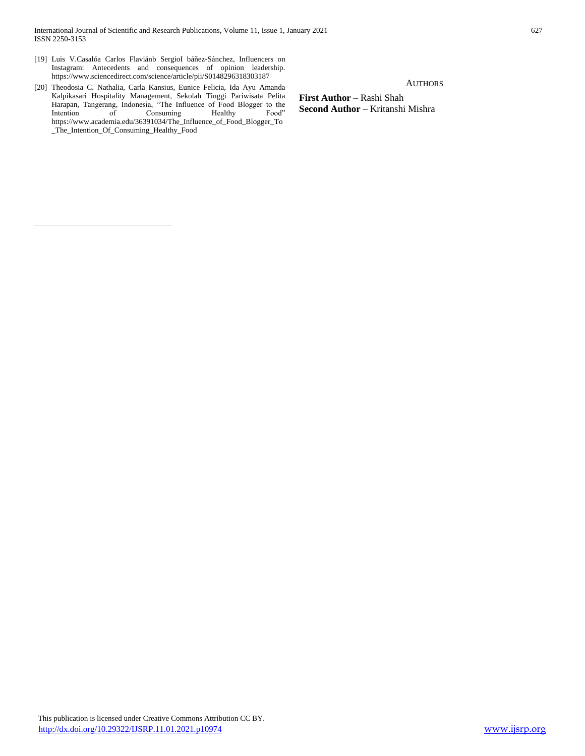[19] Luis V.Casalóa Carlos Flaviánb SergioI báñez-Sánchez, Influencers on Instagram: Antecedents and consequences of opinion leadership. https://www.sciencedirect.com/science/article/pii/S0148296318303187

[20] Theodosia C. Nathalia, Carla Kansius, Eunice Felicia, Ida Ayu Amanda Kalpikasari Hospitality Management, Sekolah Tinggi Pariwisata Pelita Harapan, Tangerang, Indonesia, "The Influence of Food Blogger to the Intention of Consuming Healthy Food" https://www.academia.edu/36391034/The_Influence_of_Food_Blogger_To_The_Intention_Of_Consuming_Healthy_Food

## Authors

**First Author** – Rashi Shah
**Second Author** – Kritanshi Mishra